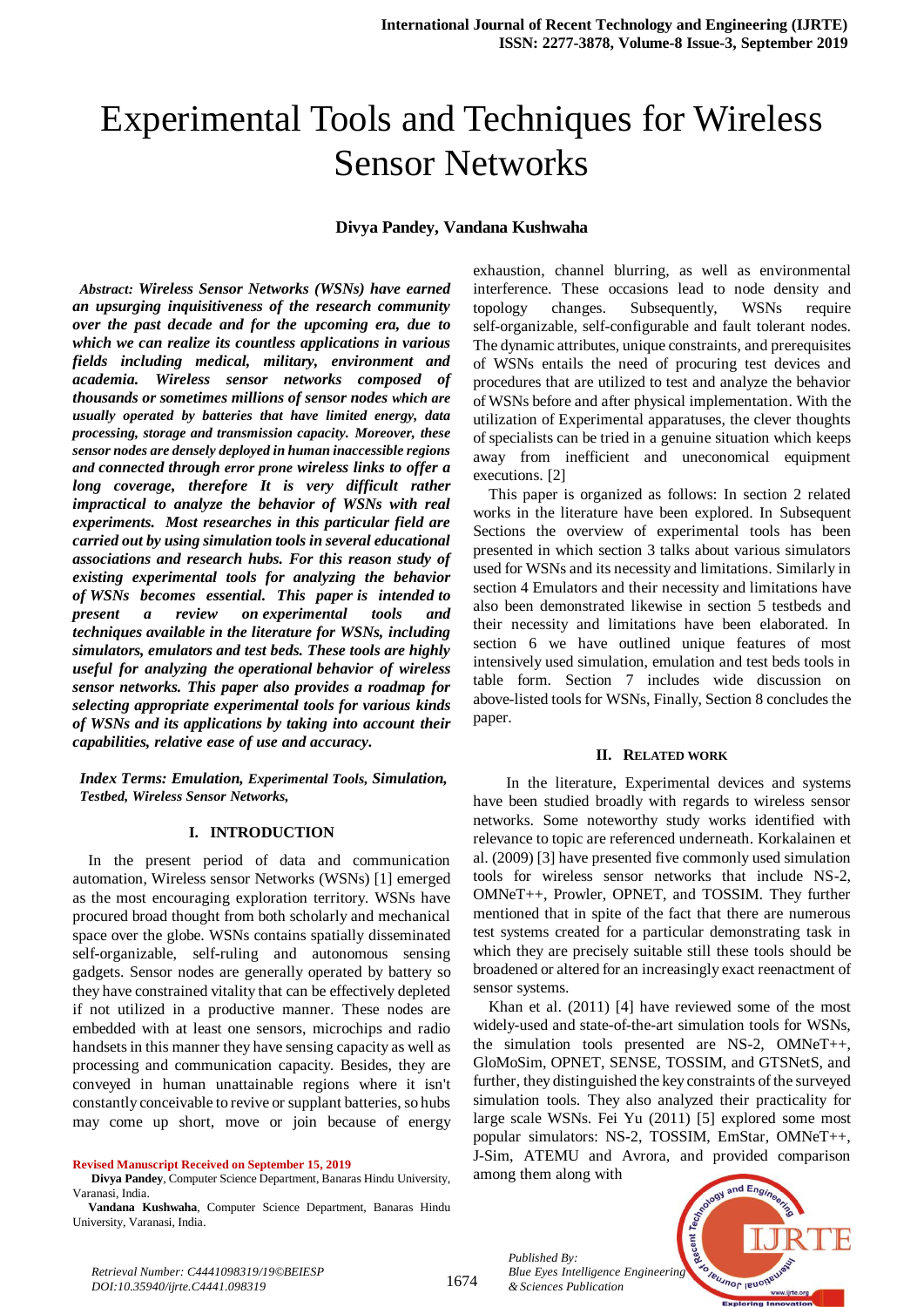# Experimental Tools and Techniques for Wireless Sensor Networks

**Divya Pandey, Vandana Kushwaha**

***Abstract:*** ***Wireless Sensor Networks (WSNs) have earned an upsurging inquisitiveness of the research community over the past decade and for the upcoming era, due to which we can realize its countless applications in various fields including medical, military, environment and academia. Wireless sensor networks composed of thousands or sometimes millions of sensor nodes which are usually operated by batteries that have limited energy, data processing, storage and transmission capacity. Moreover, these sensor nodes are densely deployed in human inaccessible regions and connected through error prone wireless links to offer a long coverage, therefore It is very difficult rather impractical to analyze the behavior of WSNs with real experiments. Most researches in this particular field are carried out by using simulation tools in several educational associations and research hubs. For this reason study of existing experimental tools for analyzing the behavior of WSNs becomes essential. This paper is intended to present a review on experimental tools and techniques available in the literature for WSNs, including simulators, emulators and test beds. These tools are highly useful for analyzing the operational behavior of wireless sensor networks. This paper also provides a roadmap for selecting appropriate experimental tools for various kinds of WSNs and its applications by taking into account their capabilities, relative ease of use and accuracy.***

***Index Terms: Emulation, Experimental Tools, Simulation, Testbed, Wireless Sensor Networks,***

## I. INTRODUCTION

In the present period of data and communication automation, Wireless sensor Networks (WSNs) [1] emerged as the most encouraging exploration territory. WSNs have procured broad thought from both scholarly and mechanical space over the globe. WSNs contains spatially disseminated self-organizable, self-ruling and autonomous sensing gadgets. Sensor nodes are generally operated by battery so they have constrained vitality that can be effectively depleted if not utilized in a productive manner. These nodes are embedded with at least one sensors, microchips and radio handsets in this manner they have sensing capacity as well as processing and communication capacity. Besides, they are conveyed in human unattainable regions where it isn't constantly conceivable to revive or supplant batteries, so hubs may come up short, move or join because of energy exhaustion, channel blurring, as well as environmental interference. These occasions lead to node density and topology changes. Subsequently, WSNs require self-organizable, self-configurable and fault tolerant nodes. The dynamic attributes, unique constraints, and prerequisites of WSNs entails the need of procuring test devices and procedures that are utilized to test and analyze the behavior of WSNs before and after physical implementation. With the utilization of Experimental apparatuses, the clever thoughts of specialists can be tried in a genuine situation which keeps away from inefficient and uneconomical equipment executions. [2]

This paper is organized as follows: In section 2 related works in the literature have been explored. In Subsequent Sections the overview of experimental tools has been presented in which section 3 talks about various simulators used for WSNs and its necessity and limitations. Similarly in section 4 Emulators and their necessity and limitations have also been demonstrated likewise in section 5 testbeds and their necessity and limitations have been elaborated. In section 6 we have outlined unique features of most intensively used simulation, emulation and test beds tools in table form. Section 7 includes wide discussion on above-listed tools for WSNs, Finally, Section 8 concludes the paper.

## II. RELATED WORK

In the literature, Experimental devices and systems have been studied broadly with regards to wireless sensor networks. Some noteworthy study works identified with relevance to topic are referenced underneath. Korkalainen et al. (2009) [3] have presented five commonly used simulation tools for wireless sensor networks that include NS-2, OMNeT++, Prowler, OPNET, and TOSSIM. They further mentioned that in spite of the fact that there are numerous test systems created for a particular demonstrating task in which they are precisely suitable still these tools should be broadened or altered for an increasingly exact reenactment of sensor systems.

Khan et al. (2011) [4] have reviewed some of the most widely-used and state-of-the-art simulation tools for WSNs, the simulation tools presented are NS-2, OMNeT++, GloMoSim, OPNET, SENSE, TOSSIM, and GTSNetS, and further, they distinguished the key constraints of the surveyed simulation tools. They also analyzed their practicality for large scale WSNs. Fei Yu (2011) [5] explored some most popular simulators: NS-2, TOSSIM, EmStar, OMNeT++, J-Sim, ATEMU and Avrora, and provided comparison among them along with

**Revised Manuscript Received on September 15, 2019**

**Divya Pandey**, Computer Science Department, Banaras Hindu University, Varanasi, India.

**Vandana Kushwaha**, Computer Science Department, Banaras Hindu University, Varanasi, India.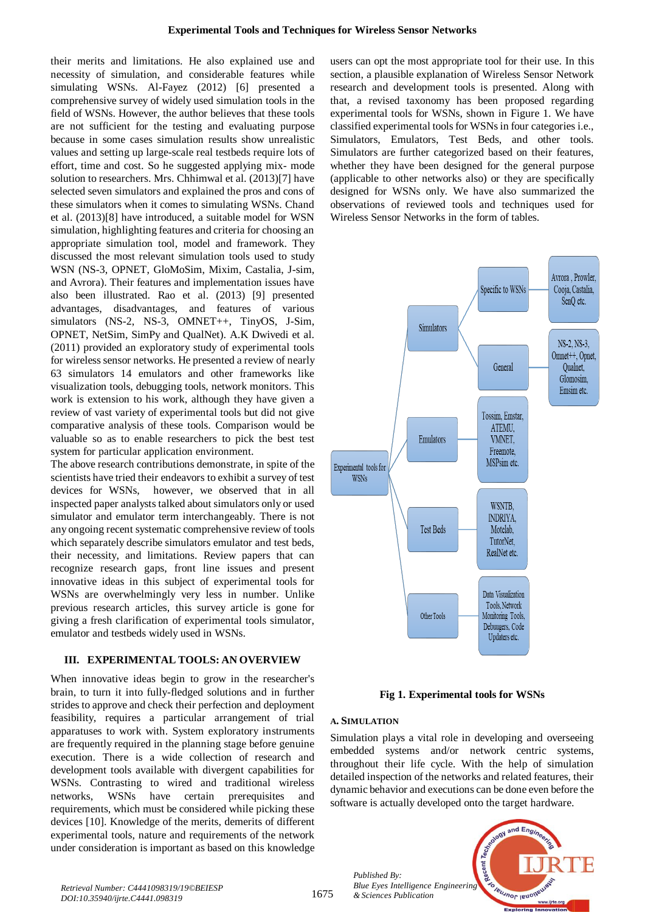their merits and limitations. He also explained use and necessity of simulation, and considerable features while simulating WSNs. Al-Fayez (2012) [6] presented a comprehensive survey of widely used simulation tools in the field of WSNs. However, the author believes that these tools are not sufficient for the testing and evaluating purpose because in some cases simulation results show unrealistic values and setting up large-scale real testbeds require lots of effort, time and cost. So he suggested applying mix- mode solution to researchers. Mrs. Chhimwal et al. (2013)[7] have selected seven simulators and explained the pros and cons of these simulators when it comes to simulating WSNs. Chand et al. (2013)[8] have introduced, a suitable model for WSN simulation, highlighting features and criteria for choosing an appropriate simulation tool, model and framework. They discussed the most relevant simulation tools used to study WSN (NS-3, OPNET, GloMoSim, Mixim, Castalia, J-sim, and Avrora). Their features and implementation issues have also been illustrated. Rao et al. (2013) [9] presented advantages, disadvantages, and features of various simulators (NS-2, NS-3, OMNET++, TinyOS, J-Sim, OPNET, NetSim, SimPy and QualNet). A.K Dwivedi et al. (2011) provided an exploratory study of experimental tools for wireless sensor networks. He presented a review of nearly 63 simulators 14 emulators and other frameworks like visualization tools, debugging tools, network monitors. This work is extension to his work, although they have given a review of vast variety of experimental tools but did not give comparative analysis of these tools. Comparison would be valuable so as to enable researchers to pick the best test system for particular application environment.

The above research contributions demonstrate, in spite of the scientists have tried their endeavors to exhibit a survey of test devices for WSNs, however, we observed that in all inspected paper analysts talked about simulators only or used simulator and emulator term interchangeably. There is not any ongoing recent systematic comprehensive review of tools which separately describe simulators emulator and test beds, their necessity, and limitations. Review papers that can recognize research gaps, front line issues and present innovative ideas in this subject of experimental tools for WSNs are overwhelmingly very less in number. Unlike previous research articles, this survey article is gone for giving a fresh clarification of experimental tools simulator, emulator and testbeds widely used in WSNs.

## III. EXPERIMENTAL TOOLS: AN OVERVIEW

When innovative ideas begin to grow in the researcher's brain, to turn it into fully-fledged solutions and in further strides to approve and check their perfection and deployment feasibility, requires a particular arrangement of trial apparatuses to work with. System exploratory instruments are frequently required in the planning stage before genuine execution. There is a wide collection of research and development tools available with divergent capabilities for WSNs. Contrasting to wired and traditional wireless networks, WSNs have certain prerequisites and requirements, which must be considered while picking these devices [10]. Knowledge of the merits, demerits of different experimental tools, nature and requirements of the network under consideration is important as based on this knowledge users can opt the most appropriate tool for their use. In this section, a plausible explanation of Wireless Sensor Network research and development tools is presented. Along with that, a revised taxonomy has been proposed regarding experimental tools for WSNs, shown in Figure 1. We have classified experimental tools for WSNs in four categories i.e., Simulators, Emulators, Test Beds, and other tools. Simulators are further categorized based on their features, whether they have been designed for the general purpose (applicable to other networks also) or they are specifically designed for WSNs only. We have also summarized the observations of reviewed tools and techniques used for Wireless Sensor Networks in the form of tables.

- Experimental tools for WSNs
  - Simulators
    - Specific to WSNs: Avrora, Prowler, Cooja, Castalia, SenQ etc.
    - General: NS-2, NS-3, Omnet++, Opnet, Qualnet, Glomosim, Emsim etc.
  - Emulators: Tossim, Emstar, ATEMU, VMNET, Freemote, MSPsim etc.
  - Test Beds: WSNTB, INDRIYA, Motelab, TutorNet, RealNet etc.
  - Other Tools: Data Visualization Tools, Network Monitoring Tools, Debuggers, Code Updaters etc.

**Fig 1. Experimental tools for WSNs**

### A. Simulation

Simulation plays a vital role in developing and overseeing embedded systems and/or network centric systems, throughout their life cycle. With the help of simulation detailed inspection of the networks and related features, their dynamic behavior and executions can be done even before the software is actually developed onto the target hardware.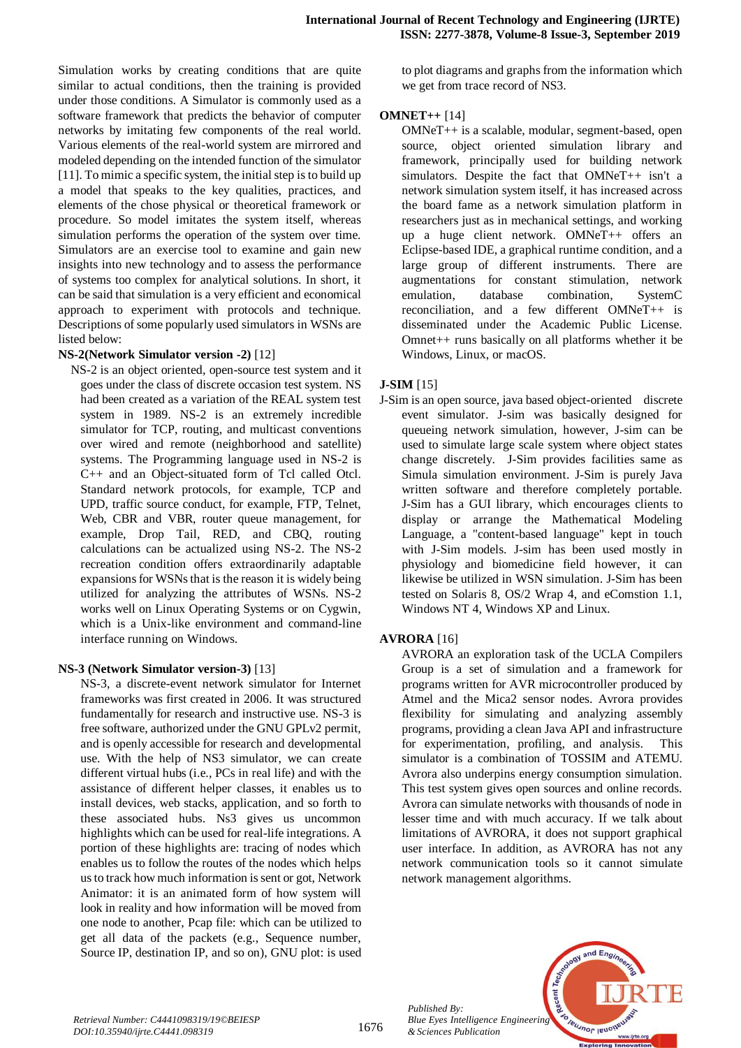Simulation works by creating conditions that are quite similar to actual conditions, then the training is provided under those conditions. A Simulator is commonly used as a software framework that predicts the behavior of computer networks by imitating few components of the real world. Various elements of the real-world system are mirrored and modeled depending on the intended function of the simulator [11]. To mimic a specific system, the initial step is to build up a model that speaks to the key qualities, practices, and elements of the chose physical or theoretical framework or procedure. So model imitates the system itself, whereas simulation performs the operation of the system over time. Simulators are an exercise tool to examine and gain new insights into new technology and to assess the performance of systems too complex for analytical solutions. In short, it can be said that simulation is a very efficient and economical approach to experiment with protocols and technique. Descriptions of some popularly used simulators in WSNs are listed below:

**NS-2(Network Simulator version -2)** [12]

NS-2 is an object oriented, open-source test system and it goes under the class of discrete occasion test system. NS had been created as a variation of the REAL system test system in 1989. NS-2 is an extremely incredible simulator for TCP, routing, and multicast conventions over wired and remote (neighborhood and satellite) systems. The Programming language used in NS-2 is C++ and an Object-situated form of Tcl called Otcl. Standard network protocols, for example, TCP and UPD, traffic source conduct, for example, FTP, Telnet, Web, CBR and VBR, router queue management, for example, Drop Tail, RED, and CBQ, routing calculations can be actualized using NS-2. The NS-2 recreation condition offers extraordinarily adaptable expansions for WSNs that is the reason it is widely being utilized for analyzing the attributes of WSNs. NS-2 works well on Linux Operating Systems or on Cygwin, which is a Unix-like environment and command-line interface running on Windows.

**NS-3 (Network Simulator version-3)** [13]

NS-3, a discrete-event network simulator for Internet frameworks was first created in 2006. It was structured fundamentally for research and instructive use. NS-3 is free software, authorized under the GNU GPLv2 permit, and is openly accessible for research and developmental use. With the help of NS3 simulator, we can create different virtual hubs (i.e., PCs in real life) and with the assistance of different helper classes, it enables us to install devices, web stacks, application, and so forth to these associated hubs. Ns3 gives us uncommon highlights which can be used for real-life integrations. A portion of these highlights are: tracing of nodes which enables us to follow the routes of the nodes which helps us to track how much information is sent or got, Network Animator: it is an animated form of how system will look in reality and how information will be moved from one node to another, Pcap file: which can be utilized to get all data of the packets (e.g., Sequence number, Source IP, destination IP, and so on), GNU plot: is used to plot diagrams and graphs from the information which we get from trace record of NS3.

**OMNET++** [14]

OMNeT++ is a scalable, modular, segment-based, open source, object oriented simulation library and framework, principally used for building network simulators. Despite the fact that OMNeT++ isn't a network simulation system itself, it has increased across the board fame as a network simulation platform in researchers just as in mechanical settings, and working up a huge client network. OMNeT++ offers an Eclipse-based IDE, a graphical runtime condition, and a large group of different instruments. There are augmentations for constant stimulation, network emulation, database combination, SystemC reconciliation, and a few different OMNeT++ is disseminated under the Academic Public License. Omnet++ runs basically on all platforms whether it be Windows, Linux, or macOS.

**J-SIM** [15]

J-Sim is an open source, java based object-oriented discrete event simulator. J-sim was basically designed for queueing network simulation, however, J-sim can be used to simulate large scale system where object states change discretely. J-Sim provides facilities same as Simula simulation environment. J-Sim is purely Java written software and therefore completely portable. J-Sim has a GUI library, which encourages clients to display or arrange the Mathematical Modeling Language, a "content-based language" kept in touch with J-Sim models. J-sim has been used mostly in physiology and biomedicine field however, it can likewise be utilized in WSN simulation. J-Sim has been tested on Solaris 8, OS/2 Wrap 4, and eComstion 1.1, Windows NT 4, Windows XP and Linux.

**AVRORA** [16]

AVRORA an exploration task of the UCLA Compilers Group is a set of simulation and a framework for programs written for AVR microcontroller produced by Atmel and the Mica2 sensor nodes. Avrora provides flexibility for simulating and analyzing assembly programs, providing a clean Java API and infrastructure for experimentation, profiling, and analysis. This simulator is a combination of TOSSIM and ATEMU. Avrora also underpins energy consumption simulation. This test system gives open sources and online records. Avrora can simulate networks with thousands of node in lesser time and with much accuracy. If we talk about limitations of AVRORA, it does not support graphical user interface. In addition, as AVRORA has not any network communication tools so it cannot simulate network management algorithms.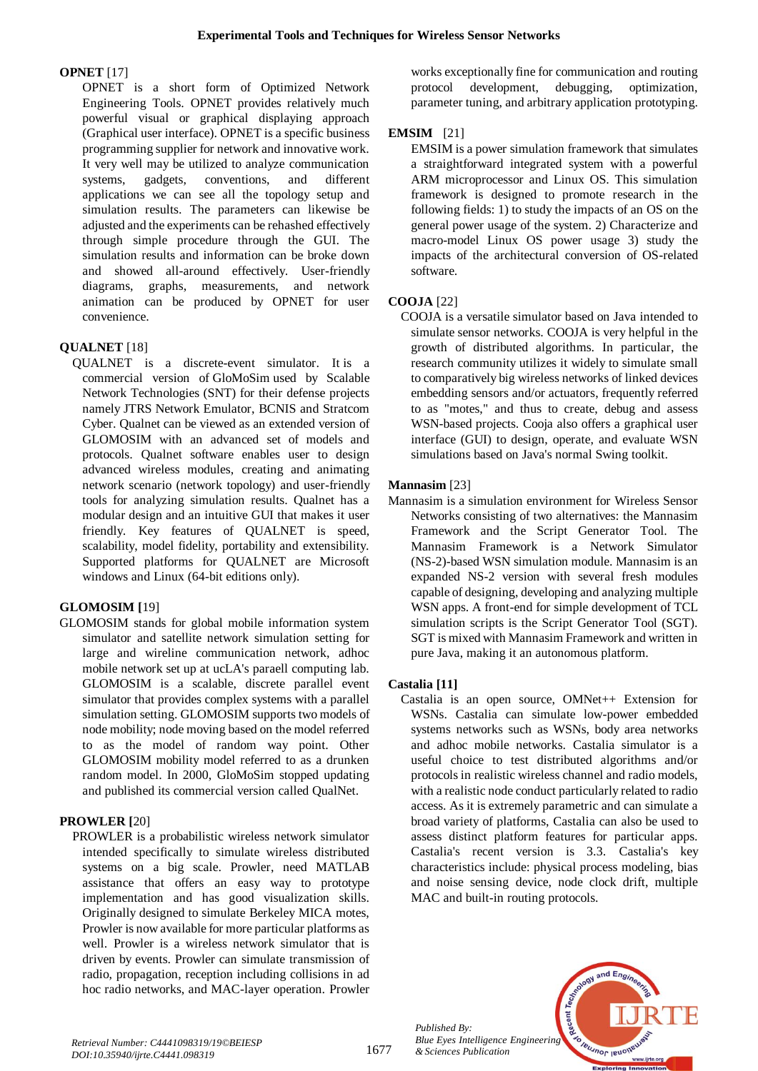**OPNET** [17]

OPNET is a short form of Optimized Network Engineering Tools. OPNET provides relatively much powerful visual or graphical displaying approach (Graphical user interface). OPNET is a specific business programming supplier for network and innovative work. It very well may be utilized to analyze communication systems, gadgets, conventions, and different applications we can see all the topology setup and simulation results. The parameters can likewise be adjusted and the experiments can be rehashed effectively through simple procedure through the GUI. The simulation results and information can be broke down and showed all-around effectively. User-friendly diagrams, graphs, measurements, and network animation can be produced by OPNET for user convenience.

**QUALNET** [18]

QUALNET is a discrete-event simulator. It is a commercial version of GloMoSim used by Scalable Network Technologies (SNT) for their defense projects namely JTRS Network Emulator, BCNIS and Stratcom Cyber. Qualnet can be viewed as an extended version of GLOMOSIM with an advanced set of models and protocols. Qualnet software enables user to design advanced wireless modules, creating and animating network scenario (network topology) and user-friendly tools for analyzing simulation results. Qualnet has a modular design and an intuitive GUI that makes it user friendly. Key features of QUALNET is speed, scalability, model fidelity, portability and extensibility. Supported platforms for QUALNET are Microsoft windows and Linux (64-bit editions only).

**GLOMOSIM** [19]

GLOMOSIM stands for global mobile information system simulator and satellite network simulation setting for large and wireline communication network, adhoc mobile network set up at ucLA's paraell computing lab. GLOMOSIM is a scalable, discrete parallel event simulator that provides complex systems with a parallel simulation setting. GLOMOSIM supports two models of node mobility; node moving based on the model referred to as the model of random way point. Other GLOMOSIM mobility model referred to as a drunken random model. In 2000, GloMoSim stopped updating and published its commercial version called QualNet.

**PROWLER** [20]

PROWLER is a probabilistic wireless network simulator intended specifically to simulate wireless distributed systems on a big scale. Prowler, need MATLAB assistance that offers an easy way to prototype implementation and has good visualization skills. Originally designed to simulate Berkeley MICA motes, Prowler is now available for more particular platforms as well. Prowler is a wireless network simulator that is driven by events. Prowler can simulate transmission of radio, propagation, reception including collisions in ad hoc radio networks, and MAC-layer operation. Prowler works exceptionally fine for communication and routing protocol development, debugging, optimization, parameter tuning, and arbitrary application prototyping.

**EMSIM** [21]

EMSIM is a power simulation framework that simulates a straightforward integrated system with a powerful ARM microprocessor and Linux OS. This simulation framework is designed to promote research in the following fields: 1) to study the impacts of an OS on the general power usage of the system. 2) Characterize and macro-model Linux OS power usage 3) study the impacts of the architectural conversion of OS-related software.

**COOJA** [22]

COOJA is a versatile simulator based on Java intended to simulate sensor networks. COOJA is very helpful in the growth of distributed algorithms. In particular, the research community utilizes it widely to simulate small to comparatively big wireless networks of linked devices embedding sensors and/or actuators, frequently referred to as "motes," and thus to create, debug and assess WSN-based projects. Cooja also offers a graphical user interface (GUI) to design, operate, and evaluate WSN simulations based on Java's normal Swing toolkit.

**Mannasim** [23]

Mannasim is a simulation environment for Wireless Sensor Networks consisting of two alternatives: the Mannasim Framework and the Script Generator Tool. The Mannasim Framework is a Network Simulator (NS-2)-based WSN simulation module. Mannasim is an expanded NS-2 version with several fresh modules capable of designing, developing and analyzing multiple WSN apps. A front-end for simple development of TCL simulation scripts is the Script Generator Tool (SGT). SGT is mixed with Mannasim Framework and written in pure Java, making it an autonomous platform.

**Castalia [11]**

Castalia is an open source, OMNet++ Extension for WSNs. Castalia can simulate low-power embedded systems networks such as WSNs, body area networks and adhoc mobile networks. Castalia simulator is a useful choice to test distributed algorithms and/or protocols in realistic wireless channel and radio models, with a realistic node conduct particularly related to radio access. As it is extremely parametric and can simulate a broad variety of platforms, Castalia can also be used to assess distinct platform features for particular apps. Castalia's recent version is 3.3. Castalia's key characteristics include: physical process modeling, bias and noise sensing device, node clock drift, multiple MAC and built-in routing protocols.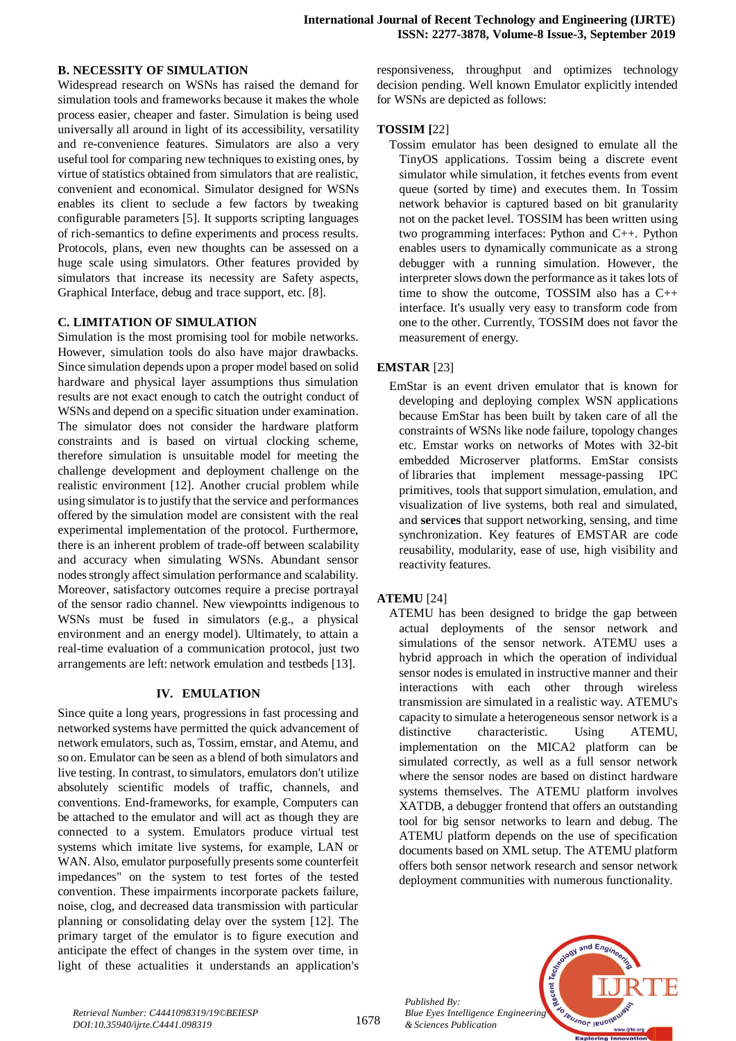### B. NECESSITY OF SIMULATION

Widespread research on WSNs has raised the demand for simulation tools and frameworks because it makes the whole process easier, cheaper and faster. Simulation is being used universally all around in light of its accessibility, versatility and re-convenience features. Simulators are also a very useful tool for comparing new techniques to existing ones, by virtue of statistics obtained from simulators that are realistic, convenient and economical. Simulator designed for WSNs enables its client to seclude a few factors by tweaking configurable parameters [5]. It supports scripting languages of rich-semantics to define experiments and process results. Protocols, plans, even new thoughts can be assessed on a huge scale using simulators. Other features provided by simulators that increase its necessity are Safety aspects, Graphical Interface, debug and trace support, etc. [8].

### C. LIMITATION OF SIMULATION

Simulation is the most promising tool for mobile networks. However, simulation tools do also have major drawbacks. Since simulation depends upon a proper model based on solid hardware and physical layer assumptions thus simulation results are not exact enough to catch the outright conduct of WSNs and depend on a specific situation under examination. The simulator does not consider the hardware platform constraints and is based on virtual clocking scheme, therefore simulation is unsuitable model for meeting the challenge development and deployment challenge on the realistic environment [12]. Another crucial problem while using simulator is to justify that the service and performances offered by the simulation model are consistent with the real experimental implementation of the protocol. Furthermore, there is an inherent problem of trade-off between scalability and accuracy when simulating WSNs. Abundant sensor nodes strongly affect simulation performance and scalability. Moreover, satisfactory outcomes require a precise portrayal of the sensor radio channel. New viewpointts indigenous to WSNs must be fused in simulators (e.g., a physical environment and an energy model). Ultimately, to attain a real-time evaluation of a communication protocol, just two arrangements are left: network emulation and testbeds [13].

## IV. EMULATION

Since quite a long years, progressions in fast processing and networked systems have permitted the quick advancement of network emulators, such as, Tossim, emstar, and Atemu, and so on. Emulator can be seen as a blend of both simulators and live testing. In contrast, to simulators, emulators don't utilize absolutely scientific models of traffic, channels, and conventions. End-frameworks, for example, Computers can be attached to the emulator and will act as though they are connected to a system. Emulators produce virtual test systems which imitate live systems, for example, LAN or WAN. Also, emulator purposefully presents some counterfeit impedances" on the system to test fortes of the tested convention. These impairments incorporate packets failure, noise, clog, and decreased data transmission with particular planning or consolidating delay over the system [12]. The primary target of the emulator is to figure execution and anticipate the effect of changes in the system over time, in light of these actualities it understands an application's responsiveness, throughput and optimizes technology decision pending. Well known Emulator explicitly intended for WSNs are depicted as follows:

**TOSSIM [**22]

Tossim emulator has been designed to emulate all the TinyOS applications. Tossim being a discrete event simulator while simulation, it fetches events from event queue (sorted by time) and executes them. In Tossim network behavior is captured based on bit granularity not on the packet level. TOSSIM has been written using two programming interfaces: Python and C++. Python enables users to dynamically communicate as a strong debugger with a running simulation. However, the interpreter slows down the performance as it takes lots of time to show the outcome, TOSSIM also has a C++ interface. It's usually very easy to transform code from one to the other. Currently, TOSSIM does not favor the measurement of energy.

**EMSTAR** [23]

EmStar is an event driven emulator that is known for developing and deploying complex WSN applications because EmStar has been built by taken care of all the constraints of WSNs like node failure, topology changes etc. Emstar works on networks of Motes with 32-bit embedded Microserver platforms. EmStar consists of libraries that implement message-passing IPC primitives, tools that support simulation, emulation, and visualization of live systems, both real and simulated, and **se**rvic**es** that support networking, sensing, and time synchronization. Key features of EMSTAR are code reusability, modularity, ease of use, high visibility and reactivity features.

**ATEMU** [24]

ATEMU has been designed to bridge the gap between actual deployments of the sensor network and simulations of the sensor network. ATEMU uses a hybrid approach in which the operation of individual sensor nodes is emulated in instructive manner and their interactions with each other through wireless transmission are simulated in a realistic way. ATEMU's capacity to simulate a heterogeneous sensor network is a distinctive characteristic. Using ATEMU, implementation on the MICA2 platform can be simulated correctly, as well as a full sensor network where the sensor nodes are based on distinct hardware systems themselves. The ATEMU platform involves XATDB, a debugger frontend that offers an outstanding tool for big sensor networks to learn and debug. The ATEMU platform depends on the use of specification documents based on XML setup. The ATEMU platform offers both sensor network research and sensor network deployment communities with numerous functionality.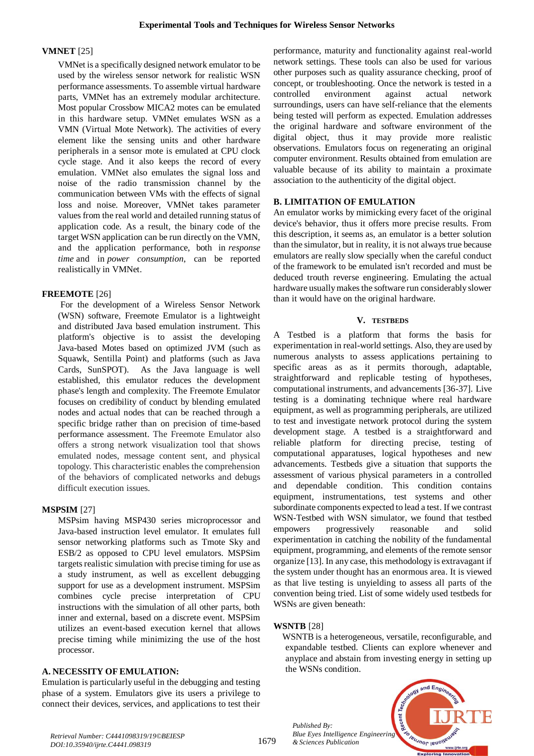**VMNET** [25]

VMNet is a specifically designed network emulator to be used by the wireless sensor network for realistic WSN performance assessments. To assemble virtual hardware parts, VMNet has an extremely modular architecture. Most popular Crossbow MICA2 motes can be emulated in this hardware setup. VMNet emulates WSN as a VMN (Virtual Mote Network). The activities of every element like the sensing units and other hardware peripherals in a sensor mote is emulated at CPU clock cycle stage. And it also keeps the record of every emulation. VMNet also emulates the signal loss and noise of the radio transmission channel by the communication between VMs with the effects of signal loss and noise. Moreover, VMNet takes parameter values from the real world and detailed running status of application code. As a result, the binary code of the target WSN application can be run directly on the VMN, and the application performance, both in *response time* and in *power consumption*, can be reported realistically in VMNet.

**FREEMOTE** [26]

For the development of a Wireless Sensor Network (WSN) software, Freemote Emulator is a lightweight and distributed Java based emulation instrument. This platform's objective is to assist the developing Java-based Motes based on optimized JVM (such as Squawk, Sentilla Point) and platforms (such as Java Cards, SunSPOT). As the Java language is well established, this emulator reduces the development phase's length and complexity. The Freemote Emulator focuses on credibility of conduct by blending emulated nodes and actual nodes that can be reached through a specific bridge rather than on precision of time-based performance assessment. The Freemote Emulator also offers a strong network visualization tool that shows emulated nodes, message content sent, and physical topology. This characteristic enables the comprehension of the behaviors of complicated networks and debugs difficult execution issues.

**MSPSIM** [27]

MSPsim having MSP430 series microprocessor and Java-based instruction level emulator. It emulates full sensor networking platforms such as Tmote Sky and ESB/2 as opposed to CPU level emulators. MSPSim targets realistic simulation with precise timing for use as a study instrument, as well as excellent debugging support for use as a development instrument. MSPSim combines cycle precise interpretation of CPU instructions with the simulation of all other parts, both inner and external, based on a discrete event. MSPSim utilizes an event-based execution kernel that allows precise timing while minimizing the use of the host processor.

### A. NECESSITY OF EMULATION:

Emulation is particularly useful in the debugging and testing phase of a system. Emulators give its users a privilege to connect their devices, services, and applications to test their performance, maturity and functionality against real-world network settings. These tools can also be used for various other purposes such as quality assurance checking, proof of concept, or troubleshooting. Once the network is tested in a controlled environment against actual network surroundings, users can have self-reliance that the elements being tested will perform as expected. Emulation addresses the original hardware and software environment of the digital object, thus it may provide more realistic observations. Emulators focus on regenerating an original computer environment. Results obtained from emulation are valuable because of its ability to maintain a proximate association to the authenticity of the digital object.

### B. LIMITATION OF EMULATION

An emulator works by mimicking every facet of the original device's behavior, thus it offers more precise results. From this description, it seems as, an emulator is a better solution than the simulator, but in reality, it is not always true because emulators are really slow specially when the careful conduct of the framework to be emulated isn't recorded and must be deduced trouth reverse engineering. Emulating the actual hardware usually makes the software run considerably slower than it would have on the original hardware.

## V. TESTBEDS

A Testbed is a platform that forms the basis for experimentation in real-world settings. Also, they are used by numerous analysts to assess applications pertaining to specific areas as as it permits thorough, adaptable, straightforward and replicable testing of hypotheses, computational instruments, and advancements [36-37]. Live testing is a dominating technique where real hardware equipment, as well as programming peripherals, are utilized to test and investigate network protocol during the system development stage. A testbed is a straightforward and reliable platform for directing precise, testing of computational apparatuses, logical hypotheses and new advancements. Testbeds give a situation that supports the assessment of various physical parameters in a controlled and dependable condition. This condition contains equipment, instrumentations, test systems and other subordinate components expected to lead a test. If we contrast WSN-Testbed with WSN simulator, we found that testbed empowers progressively reasonable and solid experimentation in catching the nobility of the fundamental equipment, programming, and elements of the remote sensor organize [13]. In any case, this methodology is extravagant if the system under thought has an enormous area. It is viewed as that live testing is unyielding to assess all parts of the convention being tried. List of some widely used testbeds for WSNs are given beneath:

**WSNTB** [28]

WSNTB is a heterogeneous, versatile, reconfigurable, and expandable testbed. Clients can explore whenever and anyplace and abstain from investing energy in setting up the WSNs condition.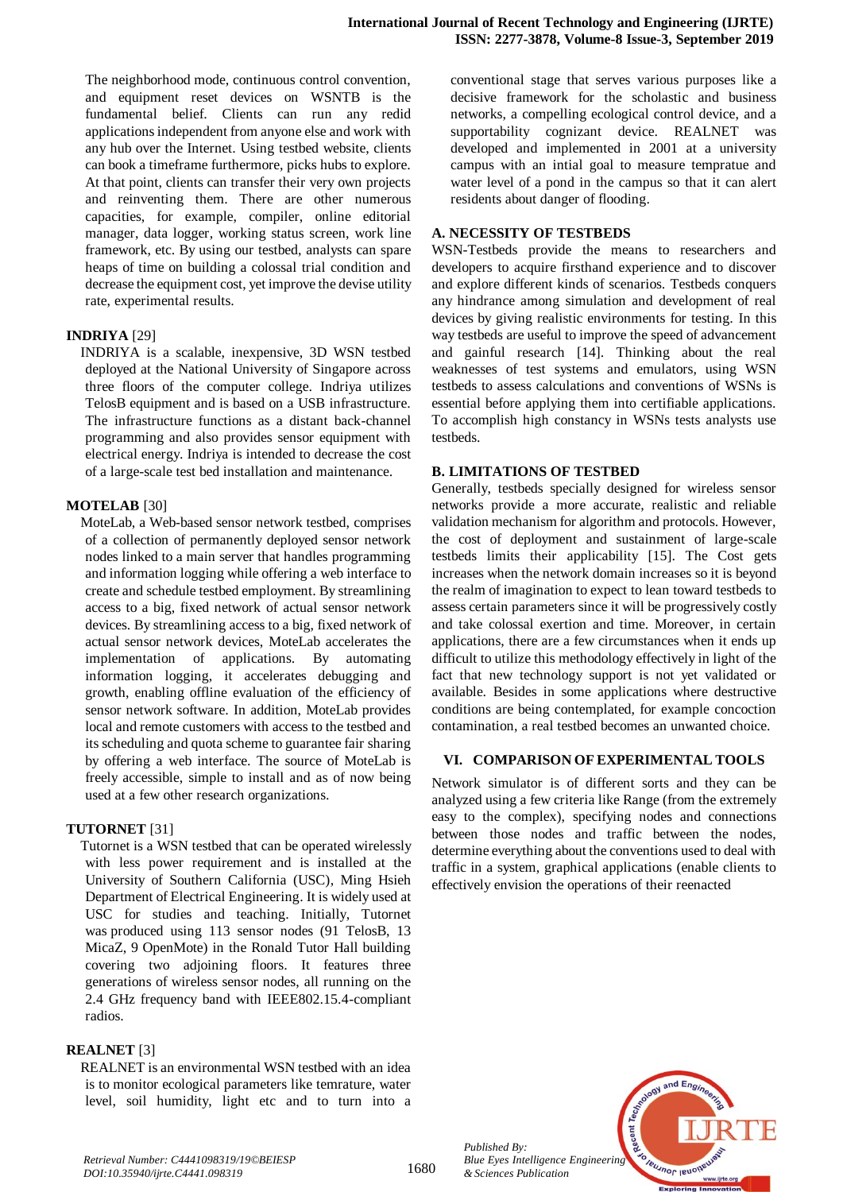The neighborhood mode, continuous control convention, and equipment reset devices on WSNTB is the fundamental belief. Clients can run any redid applications independent from anyone else and work with any hub over the Internet. Using testbed website, clients can book a timeframe furthermore, picks hubs to explore. At that point, clients can transfer their very own projects and reinventing them. There are other numerous capacities, for example, compiler, online editorial manager, data logger, working status screen, work line framework, etc. By using our testbed, analysts can spare heaps of time on building a colossal trial condition and decrease the equipment cost, yet improve the devise utility rate, experimental results.

**INDRIYA** [29]

INDRIYA is a scalable, inexpensive, 3D WSN testbed deployed at the National University of Singapore across three floors of the computer college. Indriya utilizes TelosB equipment and is based on a USB infrastructure. The infrastructure functions as a distant back-channel programming and also provides sensor equipment with electrical energy. Indriya is intended to decrease the cost of a large-scale test bed installation and maintenance.

**MOTELAB** [30]

MoteLab, a Web-based sensor network testbed, comprises of a collection of permanently deployed sensor network nodes linked to a main server that handles programming and information logging while offering a web interface to create and schedule testbed employment. By streamlining access to a big, fixed network of actual sensor network devices. By streamlining access to a big, fixed network of actual sensor network devices, MoteLab accelerates the implementation of applications. By automating information logging, it accelerates debugging and growth, enabling offline evaluation of the efficiency of sensor network software. In addition, MoteLab provides local and remote customers with access to the testbed and its scheduling and quota scheme to guarantee fair sharing by offering a web interface. The source of MoteLab is freely accessible, simple to install and as of now being used at a few other research organizations.

**TUTORNET** [31]

Tutornet is a WSN testbed that can be operated wirelessly with less power requirement and is installed at the University of Southern California (USC), Ming Hsieh Department of Electrical Engineering. It is widely used at USC for studies and teaching. Initially, Tutornet was produced using 113 sensor nodes (91 TelosB, 13 MicaZ, 9 OpenMote) in the Ronald Tutor Hall building covering two adjoining floors. It features three generations of wireless sensor nodes, all running on the 2.4 GHz frequency band with IEEE802.15.4-compliant radios.

**REALNET** [3]

REALNET is an environmental WSN testbed with an idea is to monitor ecological parameters like temrature, water level, soil humidity, light etc and to turn into a conventional stage that serves various purposes like a decisive framework for the scholastic and business networks, a compelling ecological control device, and a supportability cognizant device. REALNET was developed and implemented in 2001 at a university campus with an intial goal to measure tempratue and water level of a pond in the campus so that it can alert residents about danger of flooding.

### A. NECESSITY OF TESTBEDS

WSN-Testbeds provide the means to researchers and developers to acquire firsthand experience and to discover and explore different kinds of scenarios. Testbeds conquers any hindrance among simulation and development of real devices by giving realistic environments for testing. In this way testbeds are useful to improve the speed of advancement and gainful research [14]. Thinking about the real weaknesses of test systems and emulators, using WSN testbeds to assess calculations and conventions of WSNs is essential before applying them into certifiable applications. To accomplish high constancy in WSNs tests analysts use testbeds.

### B. LIMITATIONS OF TESTBED

Generally, testbeds specially designed for wireless sensor networks provide a more accurate, realistic and reliable validation mechanism for algorithm and protocols. However, the cost of deployment and sustainment of large-scale testbeds limits their applicability [15]. The Cost gets increases when the network domain increases so it is beyond the realm of imagination to expect to lean toward testbeds to assess certain parameters since it will be progressively costly and take colossal exertion and time. Moreover, in certain applications, there are a few circumstances when it ends up difficult to utilize this methodology effectively in light of the fact that new technology support is not yet validated or available. Besides in some applications where destructive conditions are being contemplated, for example concoction contamination, a real testbed becomes an unwanted choice.

## VI. COMPARISON OF EXPERIMENTAL TOOLS

Network simulator is of different sorts and they can be analyzed using a few criteria like Range (from the extremely easy to the complex), specifying nodes and connections between those nodes and traffic between the nodes, determine everything about the conventions used to deal with traffic in a system, graphical applications (enable clients to effectively envision the operations of their reenacted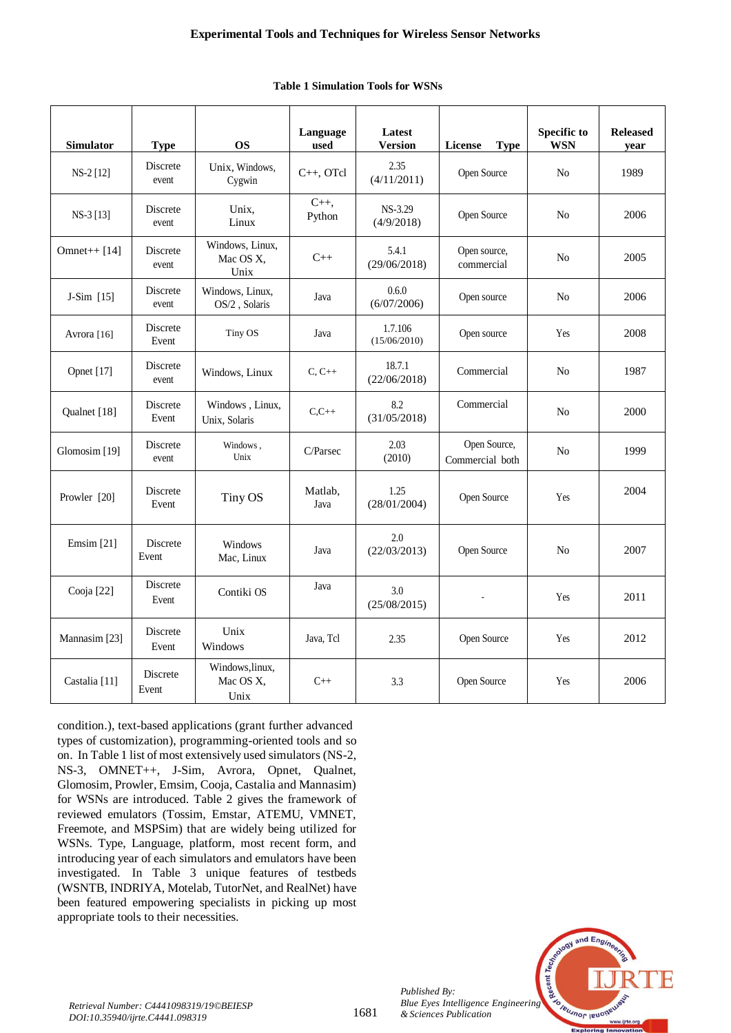**Table 1 Simulation Tools for WSNs**

| Simulator | Type | OS | Language used | Latest Version | License Type | Specific to WSN | Released year |
|---|---|---|---|---|---|---|---|
| NS-2 [12] | Discrete event | Unix, Windows, Cygwin | C++, OTcl | 2.35 (4/11/2011) | Open Source | No | 1989 |
| NS-3 [13] | Discrete event | Unix, Linux | C++, Python | NS-3.29 (4/9/2018) | Open Source | No | 2006 |
| Omnet++ [14] | Discrete event | Windows, Linux, Mac OS X, Unix | C++ | 5.4.1 (29/06/2018) | Open source, commercial | No | 2005 |
| J-Sim [15] | Discrete event | Windows, Linux, OS/2 , Solaris | Java | 0.6.0 (6/07/2006) | Open source | No | 2006 |
| Avrora [16] | Discrete Event | Tiny OS | Java | 1.7.106 (15/06/2010) | Open source | Yes | 2008 |
| Opnet [17] | Discrete event | Windows, Linux | C, C++ | 18.7.1 (22/06/2018) | Commercial | No | 1987 |
| Qualnet [18] | Discrete Event | Windows , Linux, Unix, Solaris | C,C++ | 8.2 (31/05/2018) | Commercial | No | 2000 |
| Glomosim [19] | Discrete event | Windows , Unix | C/Parsec | 2.03 (2010) | Open Source, Commercial both | No | 1999 |
| Prowler [20] | Discrete Event | Tiny OS | Matlab, Java | 1.25 (28/01/2004) | Open Source | Yes | 2004 |
| Emsim [21] | Discrete Event | Windows Mac, Linux | Java | 2.0 (22/03/2013) | Open Source | No | 2007 |
| Cooja [22] | Discrete Event | Contiki OS | Java | 3.0 (25/08/2015) | - | Yes | 2011 |
| Mannasim [23] | Discrete Event | Unix Windows | Java, Tcl | 2.35 | Open Source | Yes | 2012 |
| Castalia [11] | Discrete Event | Windows,linux, Mac OS X, Unix | C++ | 3.3 | Open Source | Yes | 2006 |

condition.), text-based applications (grant further advanced types of customization), programming-oriented tools and so on. In Table 1 list of most extensively used simulators (NS-2, NS-3, OMNET++, J-Sim, Avrora, Opnet, Qualnet, Glomosim, Prowler, Emsim, Cooja, Castalia and Mannasim) for WSNs are introduced. Table 2 gives the framework of reviewed emulators (Tossim, Emstar, ATEMU, VMNET, Freemote, and MSPSim) that are widely being utilized for WSNs. Type, Language, platform, most recent form, and introducing year of each simulators and emulators have been investigated. In Table 3 unique features of testbeds (WSNTB, INDRIYA, Motelab, TutorNet, and RealNet) have been featured empowering specialists in picking up most appropriate tools to their necessities.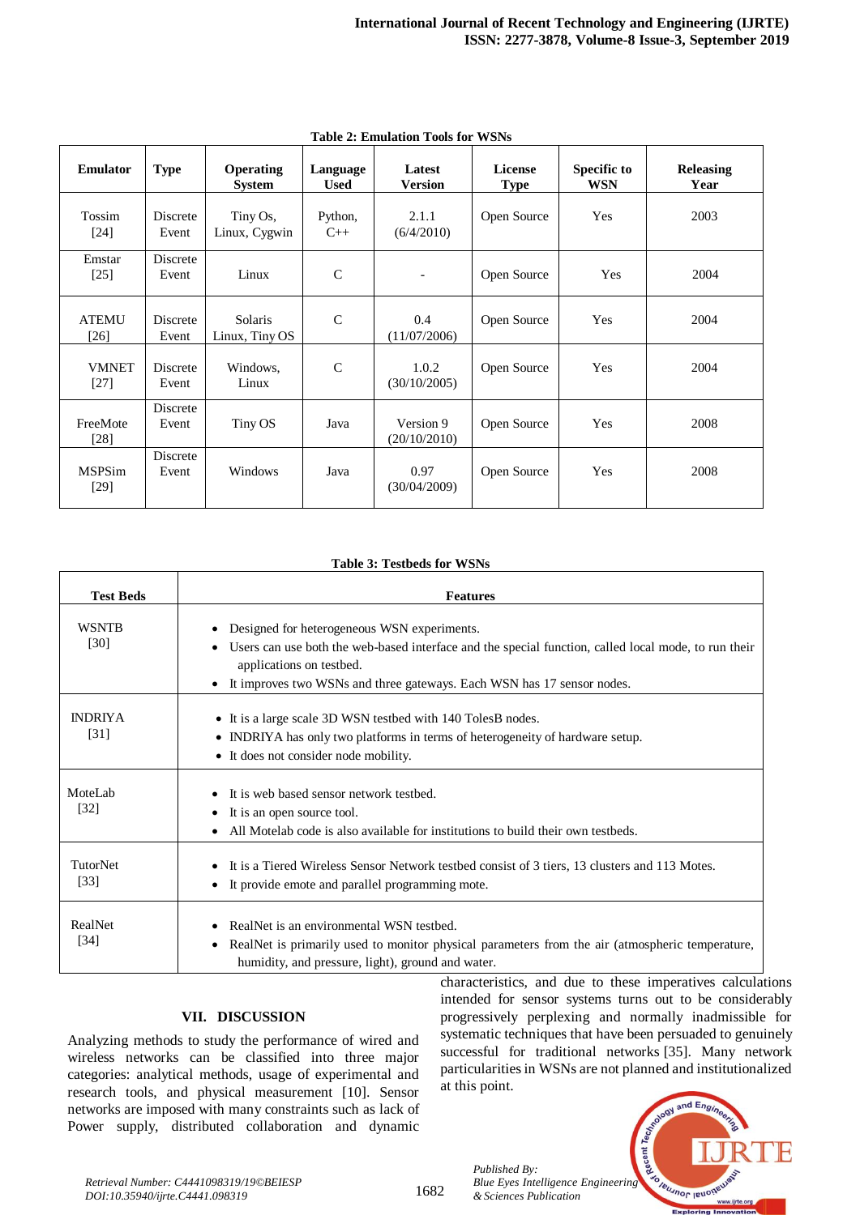**Table 2: Emulation Tools for WSNs**

| Emulator | Type | Operating System | Language Used | Latest Version | License Type | Specific to WSN | Releasing Year |
|---|---|---|---|---|---|---|---|
| Tossim [24] | Discrete Event | Tiny Os, Linux, Cygwin | Python, C++ | 2.1.1 (6/4/2010) | Open Source | Yes | 2003 |
| Emstar [25] | Discrete Event | Linux | C | - | Open Source | Yes | 2004 |
| ATEMU [26] | Discrete Event | Solaris Linux, Tiny OS | C | 0.4 (11/07/2006) | Open Source | Yes | 2004 |
| VMNET [27] | Discrete Event | Windows, Linux | C | 1.0.2 (30/10/2005) | Open Source | Yes | 2004 |
| FreeMote [28] | Discrete Event | Tiny OS | Java | Version 9 (20/10/2010) | Open Source | Yes | 2008 |
| MSPSim [29] | Discrete Event | Windows | Java | 0.97 (30/04/2009) | Open Source | Yes | 2008 |

**Table 3: Testbeds for WSNs**

| Test Beds | Features |
|---|---|
| WSNTB [30] | • Designed for heterogeneous WSN experiments. • Users can use both the web-based interface and the special function, called local mode, to run their applications on testbed. • It improves two WSNs and three gateways. Each WSN has 17 sensor nodes. |
| INDRIYA [31] | • It is a large scale 3D WSN testbed with 140 TolesB nodes. • INDRIYA has only two platforms in terms of heterogeneity of hardware setup. • It does not consider node mobility. |
| MoteLab [32] | • It is web based sensor network testbed. • It is an open source tool. • All Motelab code is also available for institutions to build their own testbeds. |
| TutorNet [33] | • It is a Tiered Wireless Sensor Network testbed consist of 3 tiers, 13 clusters and 113 Motes. • It provide emote and parallel programming mote. |
| RealNet [34] | • RealNet is an environmental WSN testbed. • RealNet is primarily used to monitor physical parameters from the air (atmospheric temperature, humidity, and pressure, light), ground and water. |

## VII. DISCUSSION

Analyzing methods to study the performance of wired and wireless networks can be classified into three major categories: analytical methods, usage of experimental and research tools, and physical measurement [10]. Sensor networks are imposed with many constraints such as lack of Power supply, distributed collaboration and dynamic characteristics, and due to these imperatives calculations intended for sensor systems turns out to be considerably progressively perplexing and normally inadmissible for systematic techniques that have been persuaded to genuinely successful for traditional networks [35]. Many network particularities in WSNs are not planned and institutionalized at this point.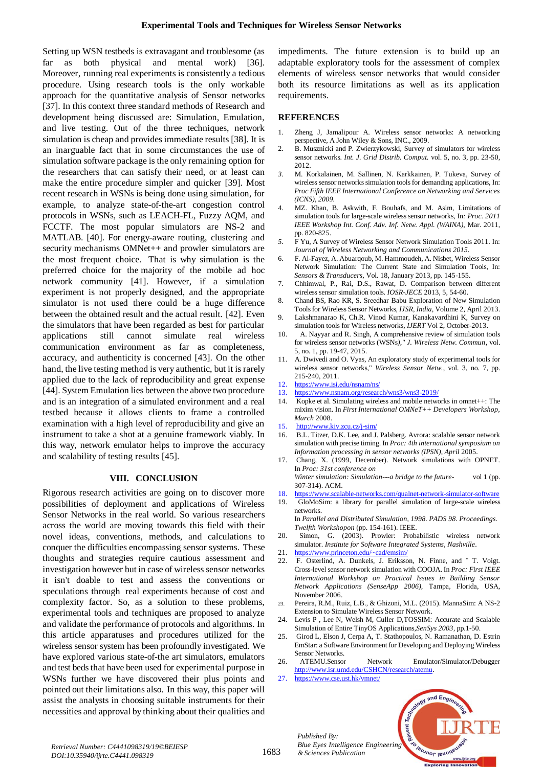Setting up WSN testbeds is extravagant and troublesome (as far as both physical and mental work) [36]. Moreover, running real experiments is consistently a tedious procedure. Using research tools is the only workable approach for the quantitative analysis of Sensor networks [37]. In this context three standard methods of Research and development being discussed are: Simulation, Emulation, and live testing. Out of the three techniques, network simulation is cheap and provides immediate results [38]. It is an inarguable fact that in some circumstances the use of simulation software package is the only remaining option for the researchers that can satisfy their need, or at least can make the entire procedure simpler and quicker [39]. Most recent research in WSNs is being done using simulation, for example, to analyze state-of-the-art congestion control protocols in WSNs, such as LEACH-FL, Fuzzy AQM, and FCCTF. The most popular simulators are NS-2 and MATLAB. [40]. For energy-aware routing, clustering and security mechanisms OMNet++ and prowler simulators are the most frequent choice. That is why simulation is the preferred choice for the majority of the mobile ad hoc network community [41]. However, if a simulation experiment is not properly designed, and the appropriate simulator is not used there could be a huge difference between the obtained result and the actual result. [42]. Even the simulators that have been regarded as best for particular applications still cannot simulate real wireless communication environment as far as completeness, accuracy, and authenticity is concerned [43]. On the other hand, the live testing method is very authentic, but it is rarely applied due to the lack of reproducibility and great expense [44]. System Emulation lies between the above two procedure and is an integration of a simulated environment and a real testbed because it allows clients to frame a controlled examination with a high level of reproducibility and give an instrument to take a shot at a genuine framework viably. In this way, network emulator helps to improve the accuracy and scalability of testing results [45].

## VIII. CONCLUSION

Rigorous research activities are going on to discover more possibilities of deployment and applications of Wireless Sensor Networks in the real world. So various researchers across the world are moving towards this field with their novel ideas, conventions, methods, and calculations to conquer the difficulties encompassing sensor systems. These thoughts and strategies require cautious assessment and investigation however but in case of wireless sensor networks it isn't doable to test and assess the conventions or speculations through real experiments because of cost and complexity factor. So, as a solution to these problems, experimental tools and techniques are proposed to analyze and validate the performance of protocols and algorithms. In this article apparatuses and procedures utilized for the wireless sensor system has been profoundly investigated. We have explored various state-of-the art simulators, emulators and test beds that have been used for experimental purpose in WSNs further we have discovered their plus points and pointed out their limitations also. In this way, this paper will assist the analysts in choosing suitable instruments for their necessities and approval by thinking about their qualities and impediments. The future extension is to build up an adaptable exploratory tools for the assessment of complex elements of wireless sensor networks that would consider both its resource limitations as well as its application requirements.

## REFERENCES

1. Zheng J, Jamalipour A. Wireless sensor networks: A networking perspective, A John Wiley & Sons, INC., 2009.
2. B. Musznicki and P. Zwierzykowski, Survey of simulators for wireless sensor networks. *Int. J. Grid Distrib. Comput.* vol. 5, no. 3, pp. 23-50, 2012.
3. M. Korkalainen, M. Sallinen, N. Karkkainen, P. Tukeva, Survey of wireless sensor networks simulation tools for demanding applications, In: *Proc Fifth IEEE International Conference on Networking and Services (ICNS), 2009.*
4. MZ. Khan, B. Askwith, F. Bouhafs, and M. Asim, Limitations of simulation tools for large-scale wireless sensor networks, In*: Proc. 2011 IEEE Workshop Int. Conf. Adv. Inf. Netw. Appl. (WAINA)*, Mar. 2011, pp. 820-825.
5. F Yu, A Survey of Wireless Sensor Network Simulation Tools 2011. In: *Journal of Wireless Networking and Communications 2015.*
6. F. Al-Fayez, A. Abuarqoub, M. Hammoudeh, A. Nisbet, Wireless Sensor Network Simulation: The Current State and Simulation Tools, In: *Sensors & Transducers,* Vol. 18, January 2013, pp. 145-155.
7. Chhimwal, P., Rai, D.S., Rawat, D. Comparison between different wireless sensor simulation tools. *IOSR-JECE* 2013, 5, 54-60.
8. Chand BS, Rao KR, S. Sreedhar Babu Exploration of New Simulation Tools for Wireless Sensor Networks, *IJSR, India,* Volume 2, April 2013.
9. Lakshmanarao K, Ch.R. Vinod Kumar, Kanakavardhini K, Survey on simulation tools for Wireless networks, *IJERT* Vol 2, October-2013.
10. A. Nayyar and R. Singh, A comprehensive review of simulation tools for wireless sensor networks (WSNs*)," J. Wireless Netw. Commun*, vol. 5, no. 1, pp. 19-47, 2015.
11. A. Dwivedi and O. Vyas, An exploratory study of experimental tools for wireless sensor networks," *Wireless Sensor Netw.*, vol. 3, no. 7, pp. 215-240, 2011.
12. https://www.isi.edu/nsnam/ns/
13. https://www.nsnam.org/research/wns3/wns3-2019/
14. Kopke et al. Simulating wireless and mobile networks in omnet++: The mixim vision. In *First International OMNeT++ Developers Workshop, March* 2008.
15. http://www.kiv.zcu.cz/j-sim/
16. B.L. Titzer, D.K. Lee, and J. Palsberg. Avrora: scalable sensor network simulation with precise timing. In *Proc: 4th international symposium on Information processing in sensor networks (IPSN), April* 2005.
17. Chang, X. (1999, December). Network simulations with OPNET. In *Proc: 31st conference on Winter simulation: Simulation---a bridge to the future-* vol 1 (pp. 307-314). ACM.
18. https://www.scalable-networks.com/qualnet-network-simulator-software
19. GloMoSim: a library for parallel simulation of large-scale wireless networks. In *Parallel and Distributed Simulation, 1998. PADS 98. Proceedings. Twelfth Workshopon* (pp. 154-161). IEEE.
20. Simon, G. (2003). Prowler: Probabilistic wireless network simulator. *Institute for Software Integrated Systems, Nashville*.
21. https://www.princeton.edu/~cad/emsim/
22. F. Osterlind, A. Dunkels, J. Eriksson, N. Finne, and ¨ T. Voigt. Cross-level sensor network simulation with COOJA. In *Proc: First IEEE International Workshop on Practical Issues in Building Sensor Network Applications (SenseApp 2006),* Tampa, Florida, USA, November 2006.
23. Pereira, R.M., Ruiz, L.B., & Ghizoni, M.L. (2015). MannaSim: A NS-2 Extension to Simulate Wireless Sensor Network.
24. Levis P , Lee N, Welsh M, Culler D,TOSSIM: Accurate and Scalable Simulation of Entire TinyOS Applications,*SenSys 2003*, pp.1-50.
25. Girod L, Elson J, Cerpa A, T. Stathopoulos, N. Ramanathan, D. Estrin EmStar: a Software Environment for Developing and Deploying Wireless Sensor Networks.
26. ATEMU.Sensor Network Emulator/Simulator/Debugger http://www.isr.umd.edu/CSHCN/research/atemu.
27. https://www.cse.ust.hk/vmnet/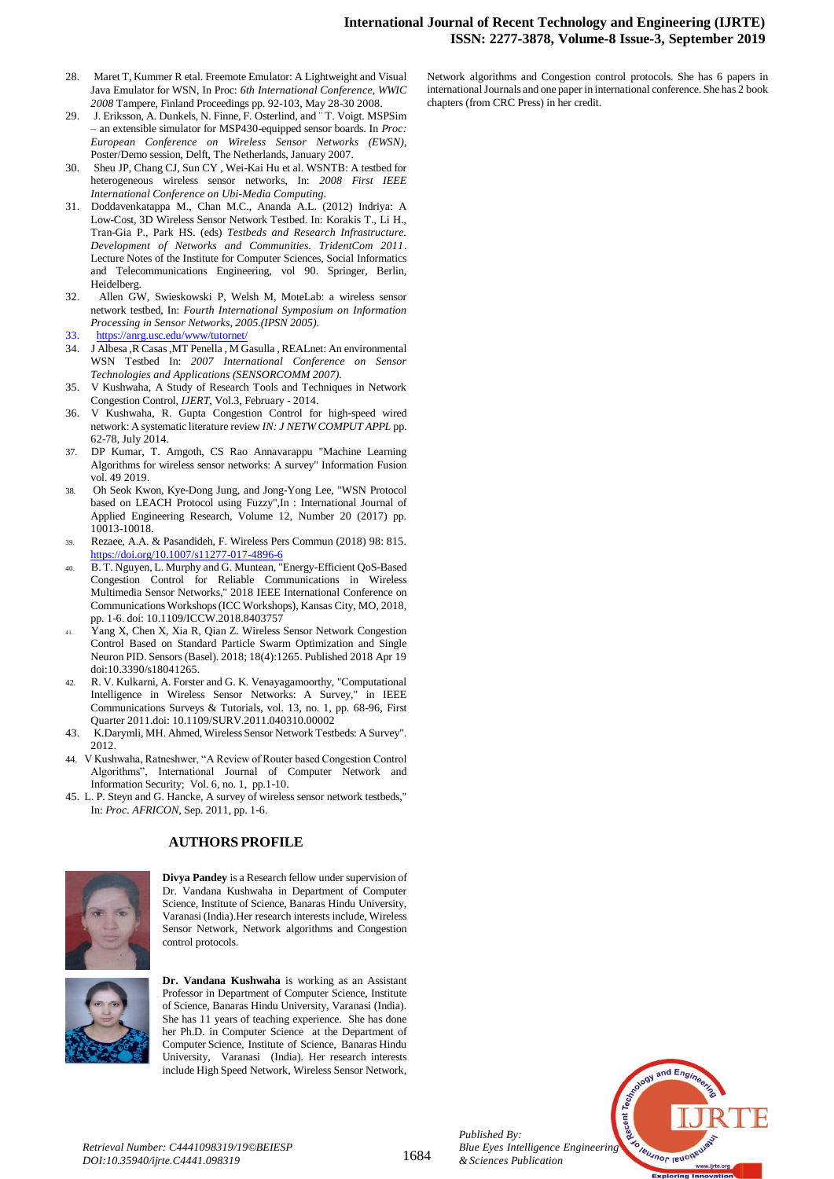28. Maret T, Kummer R etal. Freemote Emulator: A Lightweight and Visual Java Emulator for WSN, In Proc: *6th International Conference, WWIC 2008* Tampere, Finland Proceedings pp. 92-103, May 28-30 2008.
29. J. Eriksson, A. Dunkels, N. Finne, F. Osterlind, and ¨ T. Voigt. MSPSim – an extensible simulator for MSP430-equipped sensor boards. In *Proc: European Conference on Wireless Sensor Networks (EWSN)*, Poster/Demo session, Delft, The Netherlands, January 2007.
30. Sheu JP, Chang CJ, Sun CY , Wei-Kai Hu et al. WSNTB: A testbed for heterogeneous wireless sensor networks, In: *2008 First IEEE International Conference on Ubi-Media Computing.*
31. Doddavenkatappa M., Chan M.C., Ananda A.L. (2012) Indriya: A Low-Cost, 3D Wireless Sensor Network Testbed. In: Korakis T., Li H., Tran-Gia P., Park HS. (eds) *Testbeds and Research Infrastructure. Development of Networks and Communities. TridentCom 2011*. Lecture Notes of the Institute for Computer Sciences, Social Informatics and Telecommunications Engineering, vol 90. Springer, Berlin, Heidelberg.
32. Allen GW, Swieskowski P, Welsh M, MoteLab: a wireless sensor network testbed, In: *Fourth International Symposium on Information Processing in Sensor Networks, 2005.(IPSN 2005).*
33. https://anrg.usc.edu/www/tutornet/
34. J Albesa ,R Casas ,MT Penella , M Gasulla , REALnet: An environmental WSN Testbed In: *2007 International Conference on Sensor Technologies and Applications (SENSORCOMM 2007).*
35. V Kushwaha, A Study of Research Tools and Techniques in Network Congestion Control, *IJERT*, Vol.3, February - 2014.
36. V Kushwaha, R. Gupta Congestion Control for high-speed wired network: A systematic literature review *IN: J NETW COMPUT APPL* pp. 62-78, July 2014.
37. DP Kumar, T. Amgoth, CS Rao Annavarappu "Machine Learning Algorithms for wireless sensor networks: A survey" Information Fusion vol. 49 2019.
38. Oh Seok Kwon, Kye-Dong Jung, and Jong-Yong Lee, "WSN Protocol based on LEACH Protocol using Fuzzy",In : International Journal of Applied Engineering Research, Volume 12, Number 20 (2017) pp. 10013-10018.
39. Rezaee, A.A. & Pasandideh, F. Wireless Pers Commun (2018) 98: 815. https://doi.org/10.1007/s11277-017-4896-6
40. B. T. Nguyen, L. Murphy and G. Muntean, "Energy-Efficient QoS-Based Congestion Control for Reliable Communications in Wireless Multimedia Sensor Networks," 2018 IEEE International Conference on Communications Workshops (ICC Workshops), Kansas City, MO, 2018, pp. 1-6. doi: 10.1109/ICCW.2018.8403757
41. Yang X, Chen X, Xia R, Qian Z. Wireless Sensor Network Congestion Control Based on Standard Particle Swarm Optimization and Single Neuron PID. Sensors (Basel). 2018; 18(4):1265. Published 2018 Apr 19 doi:10.3390/s18041265.
42. R. V. Kulkarni, A. Forster and G. K. Venayagamoorthy, "Computational Intelligence in Wireless Sensor Networks: A Survey," in IEEE Communications Surveys & Tutorials, vol. 13, no. 1, pp. 68-96, First Quarter 2011.doi: 10.1109/SURV.2011.040310.00002
43. K.Darymli, MH. Ahmed, Wireless Sensor Network Testbeds: A Survey". 2012.
44. V Kushwaha, Ratneshwer, "A Review of Router based Congestion Control Algorithms", International Journal of Computer Network and Information Security; Vol. 6, no. 1, pp.1-10.
45. L. P. Steyn and G. Hancke, A survey of wireless sensor network testbeds," In: *Proc. AFRICON*, Sep. 2011, pp. 1-6.

## AUTHORS PROFILE

**Divya Pandey** is a Research fellow under supervision of Dr. Vandana Kushwaha in Department of Computer Science, Institute of Science, Banaras Hindu University, Varanasi (India).Her research interests include, Wireless Sensor Network, Network algorithms and Congestion control protocols.

**Dr. Vandana Kushwaha** is working as an Assistant Professor in Department of Computer Science, Institute of Science, Banaras Hindu University, Varanasi (India). She has 11 years of teaching experience. She has done her Ph.D. in Computer Science at the Department of Computer Science, Institute of Science, Banaras Hindu University, Varanasi (India). Her research interests include High Speed Network, Wireless Sensor Network, Network algorithms and Congestion control protocols. She has 6 papers in international Journals and one paper in international conference. She has 2 book chapters (from CRC Press) in her credit.